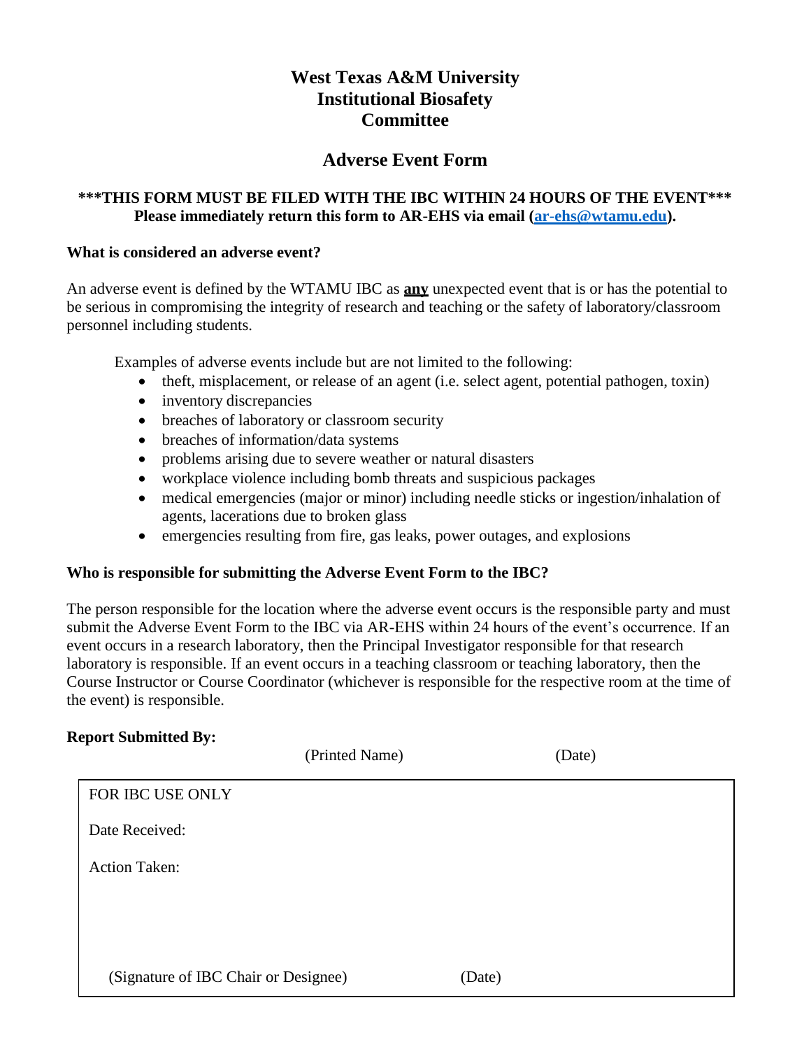# West Texas A&M University Institutional Biosafety Committee

## Adverse Event Form

**\*\*\*THIS FORM MUST BE FILED WITH THE IBC WITHIN 24 HOURS OF THE EVENT\*\*\***
**Please immediately return this form to AR-EHS via email ([ar-ehs@wtamu.edu](mailto:ar-ehs@wtamu.edu)).**

### What is considered an adverse event?

An adverse event is defined by the WTAMU IBC as **any** unexpected event that is or has the potential to be serious in compromising the integrity of research and teaching or the safety of laboratory/classroom personnel including students.

Examples of adverse events include but are not limited to the following:

- theft, misplacement, or release of an agent (i.e. select agent, potential pathogen, toxin)
- inventory discrepancies
- breaches of laboratory or classroom security
- breaches of information/data systems
- problems arising due to severe weather or natural disasters
- workplace violence including bomb threats and suspicious packages
- medical emergencies (major or minor) including needle sticks or ingestion/inhalation of agents, lacerations due to broken glass
- emergencies resulting from fire, gas leaks, power outages, and explosions

### Who is responsible for submitting the Adverse Event Form to the IBC?

The person responsible for the location where the adverse event occurs is the responsible party and must submit the Adverse Event Form to the IBC via AR-EHS within 24 hours of the event's occurrence. If an event occurs in a research laboratory, then the Principal Investigator responsible for that research laboratory is responsible. If an event occurs in a teaching classroom or teaching laboratory, then the Course Instructor or Course Coordinator (whichever is responsible for the respective room at the time of the event) is responsible.

**Report Submitted By:**

(Printed Name) (Date)

---

FOR IBC USE ONLY

Date Received:

Action Taken:

(Signature of IBC Chair or Designee) (Date)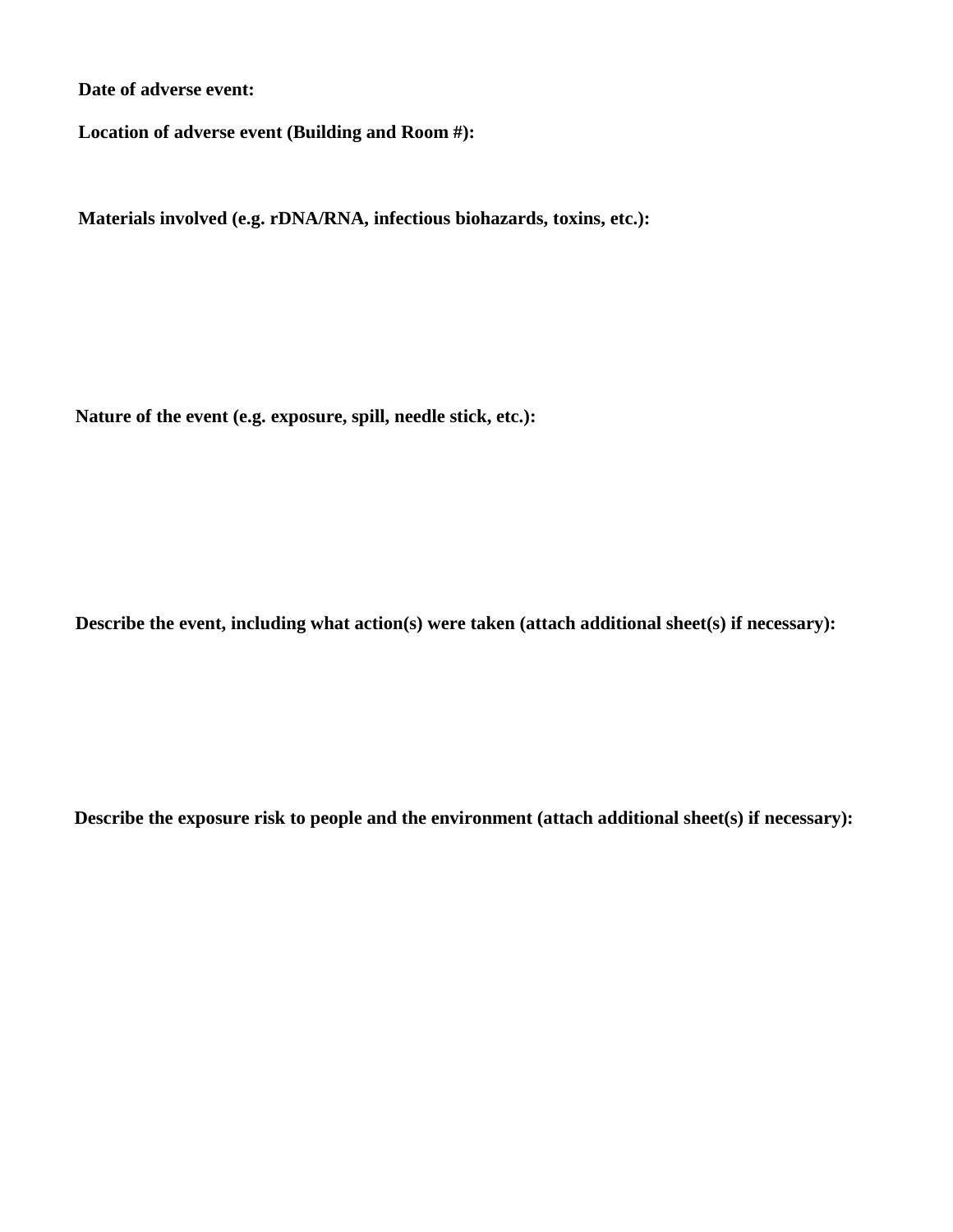**Date of adverse event:**

**Location of adverse event (Building and Room #):**

**Materials involved (e.g. rDNA/RNA, infectious biohazards, toxins, etc.):**

**Nature of the event (e.g. exposure, spill, needle stick, etc.):**

**Describe the event, including what action(s) were taken (attach additional sheet(s) if necessary):**

**Describe the exposure risk to people and the environment (attach additional sheet(s) if necessary):**